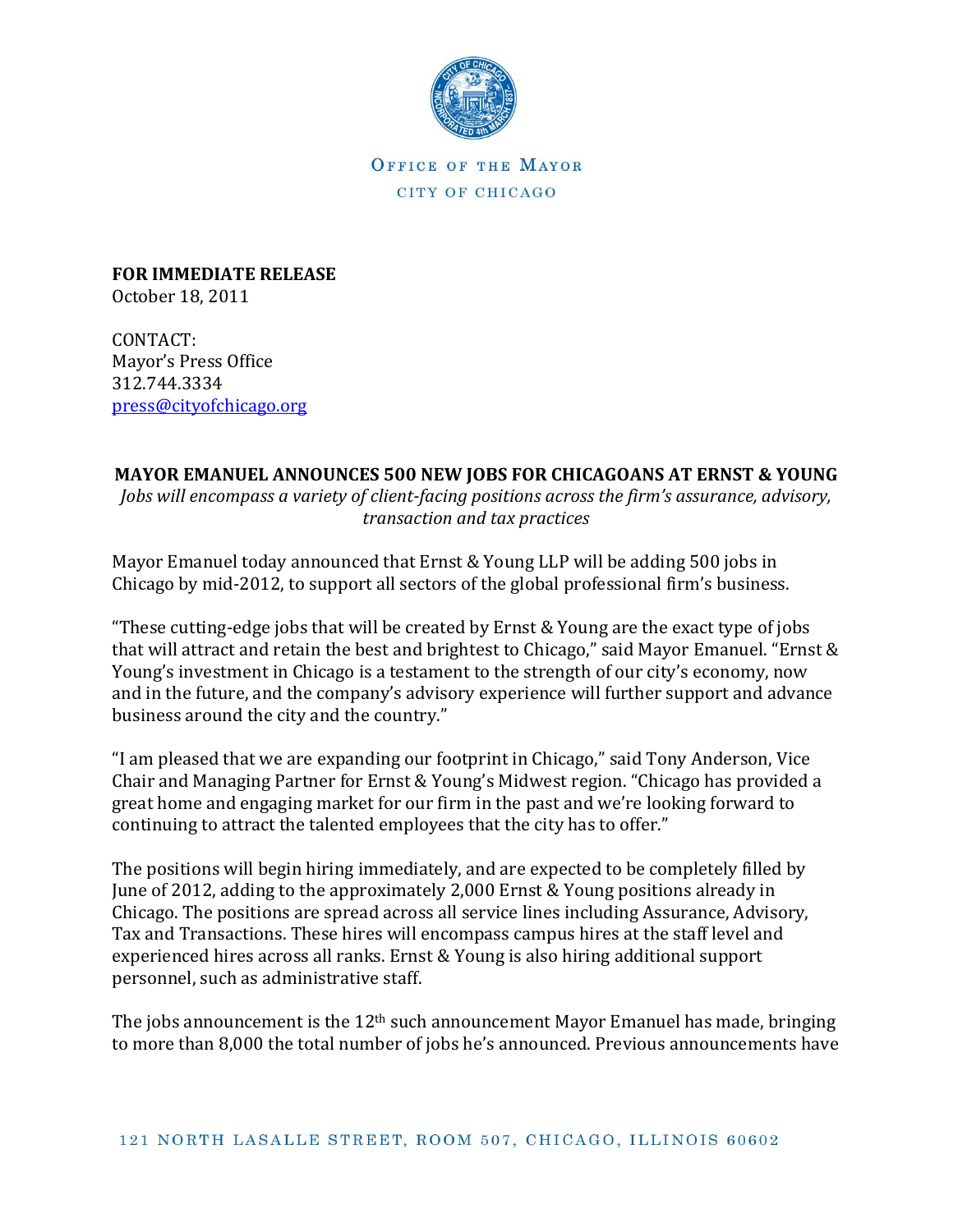OFFICE OF THE MAYOR
CITY OF CHICAGO

**FOR IMMEDIATE RELEASE**
October 18, 2011

CONTACT:
Mayor's Press Office
312.744.3334
press@cityofchicago.org

## MAYOR EMANUEL ANNOUNCES 500 NEW JOBS FOR CHICAGOANS AT ERNST & YOUNG

*Jobs will encompass a variety of client-facing positions across the firm's assurance, advisory, transaction and tax practices*

Mayor Emanuel today announced that Ernst & Young LLP will be adding 500 jobs in Chicago by mid-2012, to support all sectors of the global professional firm's business.

"These cutting-edge jobs that will be created by Ernst & Young are the exact type of jobs that will attract and retain the best and brightest to Chicago," said Mayor Emanuel. "Ernst & Young's investment in Chicago is a testament to the strength of our city's economy, now and in the future, and the company's advisory experience will further support and advance business around the city and the country."

"I am pleased that we are expanding our footprint in Chicago," said Tony Anderson, Vice Chair and Managing Partner for Ernst & Young's Midwest region. "Chicago has provided a great home and engaging market for our firm in the past and we're looking forward to continuing to attract the talented employees that the city has to offer."

The positions will begin hiring immediately, and are expected to be completely filled by June of 2012, adding to the approximately 2,000 Ernst & Young positions already in Chicago. The positions are spread across all service lines including Assurance, Advisory, Tax and Transactions. These hires will encompass campus hires at the staff level and experienced hires across all ranks. Ernst & Young is also hiring additional support personnel, such as administrative staff.

The jobs announcement is the 12th such announcement Mayor Emanuel has made, bringing to more than 8,000 the total number of jobs he's announced. Previous announcements have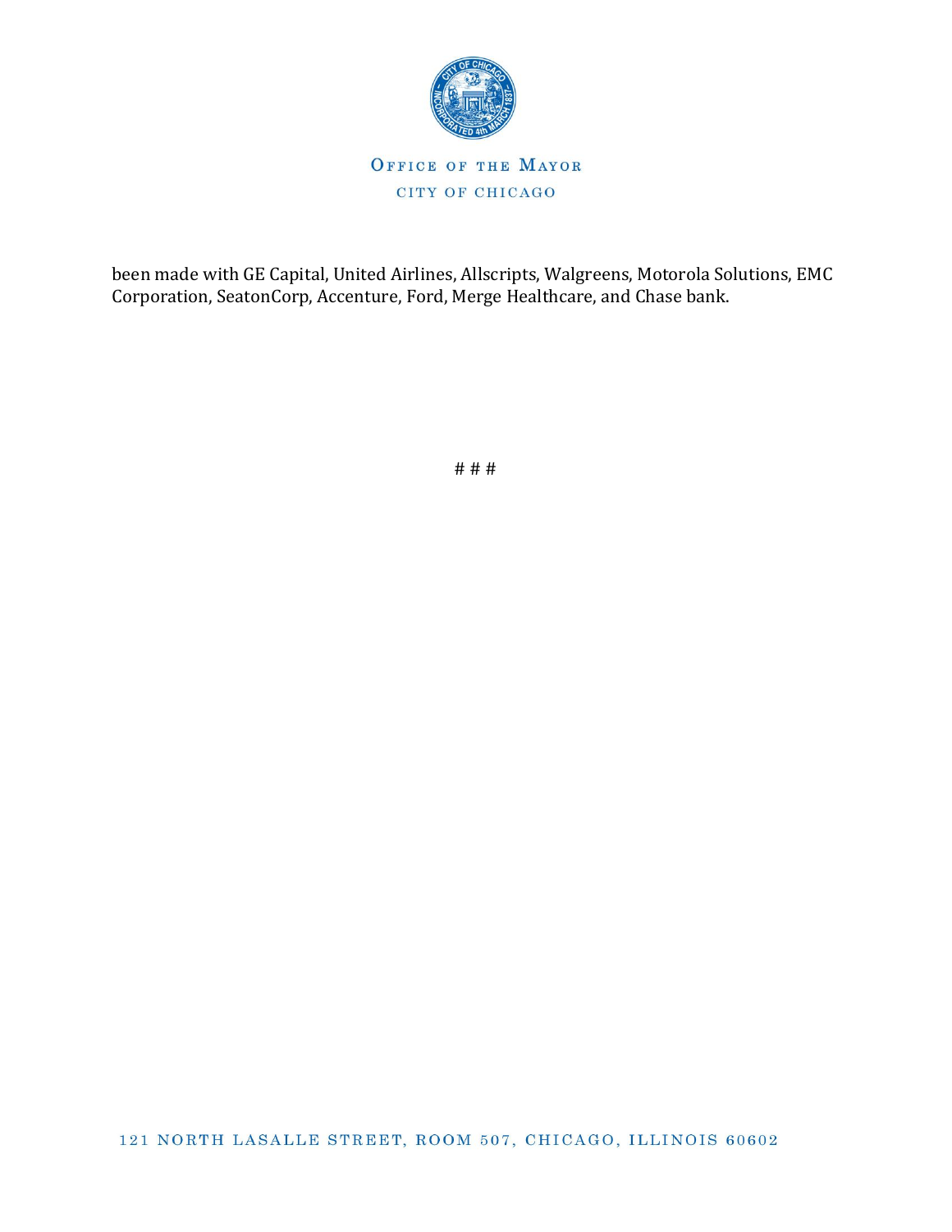been made with GE Capital, United Airlines, Allscripts, Walgreens, Motorola Solutions, EMC Corporation, SeatonCorp, Accenture, Ford, Merge Healthcare, and Chase bank.

# # #